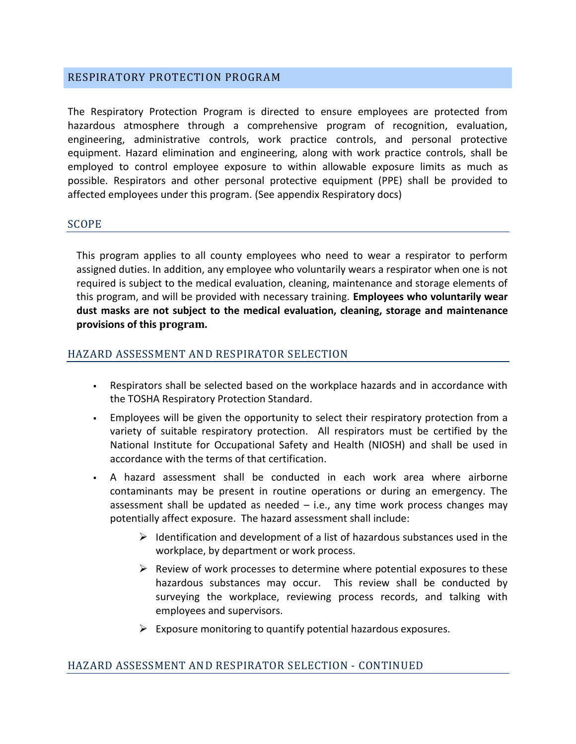## RESPIRATORY PROTECTION PROGRAM

The Respiratory Protection Program is directed to ensure employees are protected from hazardous atmosphere through a comprehensive program of recognition, evaluation, engineering, administrative controls, work practice controls, and personal protective equipment. Hazard elimination and engineering, along with work practice controls, shall be employed to control employee exposure to within allowable exposure limits as much as possible. Respirators and other personal protective equipment (PPE) shall be provided to affected employees under this program. (See appendix Respiratory docs)

### SCOPE

This program applies to all county employees who need to wear a respirator to perform assigned duties. In addition, any employee who voluntarily wears a respirator when one is not required is subject to the medical evaluation, cleaning, maintenance and storage elements of this program, and will be provided with necessary training. **Employees who voluntarily wear dust masks are not subject to the medical evaluation, cleaning, storage and maintenance provisions of this program.**

### HAZARD ASSESSMENT AND RESPIRATOR SELECTION

- Respirators shall be selected based on the workplace hazards and in accordance with the TOSHA Respiratory Protection Standard.
- Employees will be given the opportunity to select their respiratory protection from a variety of suitable respiratory protection. All respirators must be certified by the National Institute for Occupational Safety and Health (NIOSH) and shall be used in accordance with the terms of that certification.
- A hazard assessment shall be conducted in each work area where airborne contaminants may be present in routine operations or during an emergency. The assessment shall be updated as needed – i.e., any time work process changes may potentially affect exposure. The hazard assessment shall include:
  - Identification and development of a list of hazardous substances used in the workplace, by department or work process.
  - Review of work processes to determine where potential exposures to these hazardous substances may occur. This review shall be conducted by surveying the workplace, reviewing process records, and talking with employees and supervisors.
  - Exposure monitoring to quantify potential hazardous exposures.

### HAZARD ASSESSMENT AND RESPIRATOR SELECTION - CONTINUED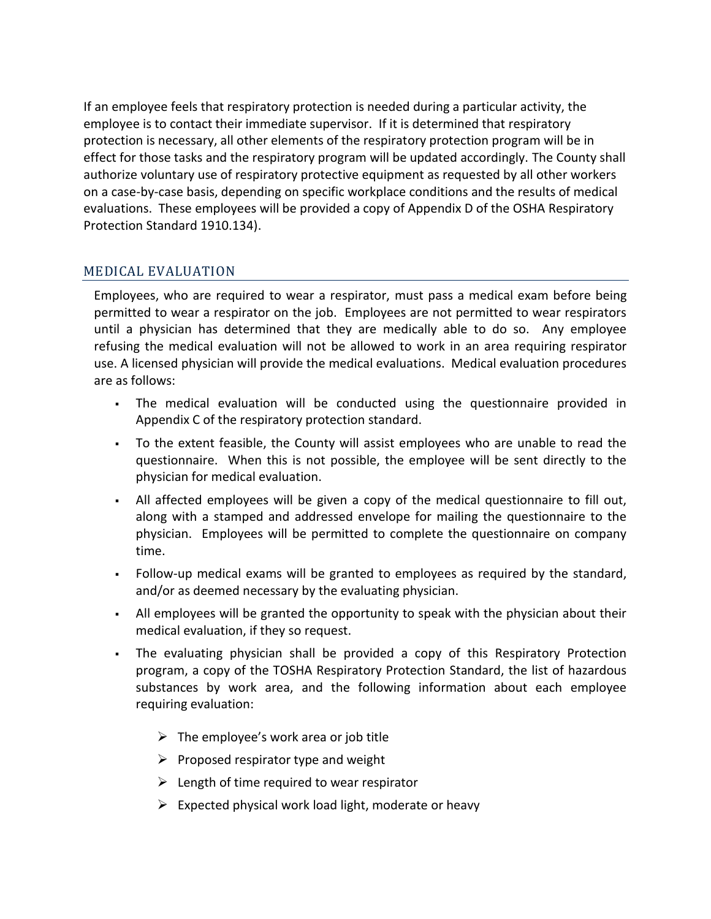If an employee feels that respiratory protection is needed during a particular activity, the employee is to contact their immediate supervisor. If it is determined that respiratory protection is necessary, all other elements of the respiratory protection program will be in effect for those tasks and the respiratory program will be updated accordingly. The County shall authorize voluntary use of respiratory protective equipment as requested by all other workers on a case-by-case basis, depending on specific workplace conditions and the results of medical evaluations. These employees will be provided a copy of Appendix D of the OSHA Respiratory Protection Standard 1910.134).

## MEDICAL EVALUATION

Employees, who are required to wear a respirator, must pass a medical exam before being permitted to wear a respirator on the job. Employees are not permitted to wear respirators until a physician has determined that they are medically able to do so. Any employee refusing the medical evaluation will not be allowed to work in an area requiring respirator use. A licensed physician will provide the medical evaluations. Medical evaluation procedures are as follows:

- The medical evaluation will be conducted using the questionnaire provided in Appendix C of the respiratory protection standard.
- To the extent feasible, the County will assist employees who are unable to read the questionnaire. When this is not possible, the employee will be sent directly to the physician for medical evaluation.
- All affected employees will be given a copy of the medical questionnaire to fill out, along with a stamped and addressed envelope for mailing the questionnaire to the physician. Employees will be permitted to complete the questionnaire on company time.
- Follow-up medical exams will be granted to employees as required by the standard, and/or as deemed necessary by the evaluating physician.
- All employees will be granted the opportunity to speak with the physician about their medical evaluation, if they so request.
- The evaluating physician shall be provided a copy of this Respiratory Protection program, a copy of the TOSHA Respiratory Protection Standard, the list of hazardous substances by work area, and the following information about each employee requiring evaluation:
  - The employee's work area or job title
  - Proposed respirator type and weight
  - Length of time required to wear respirator
  - Expected physical work load light, moderate or heavy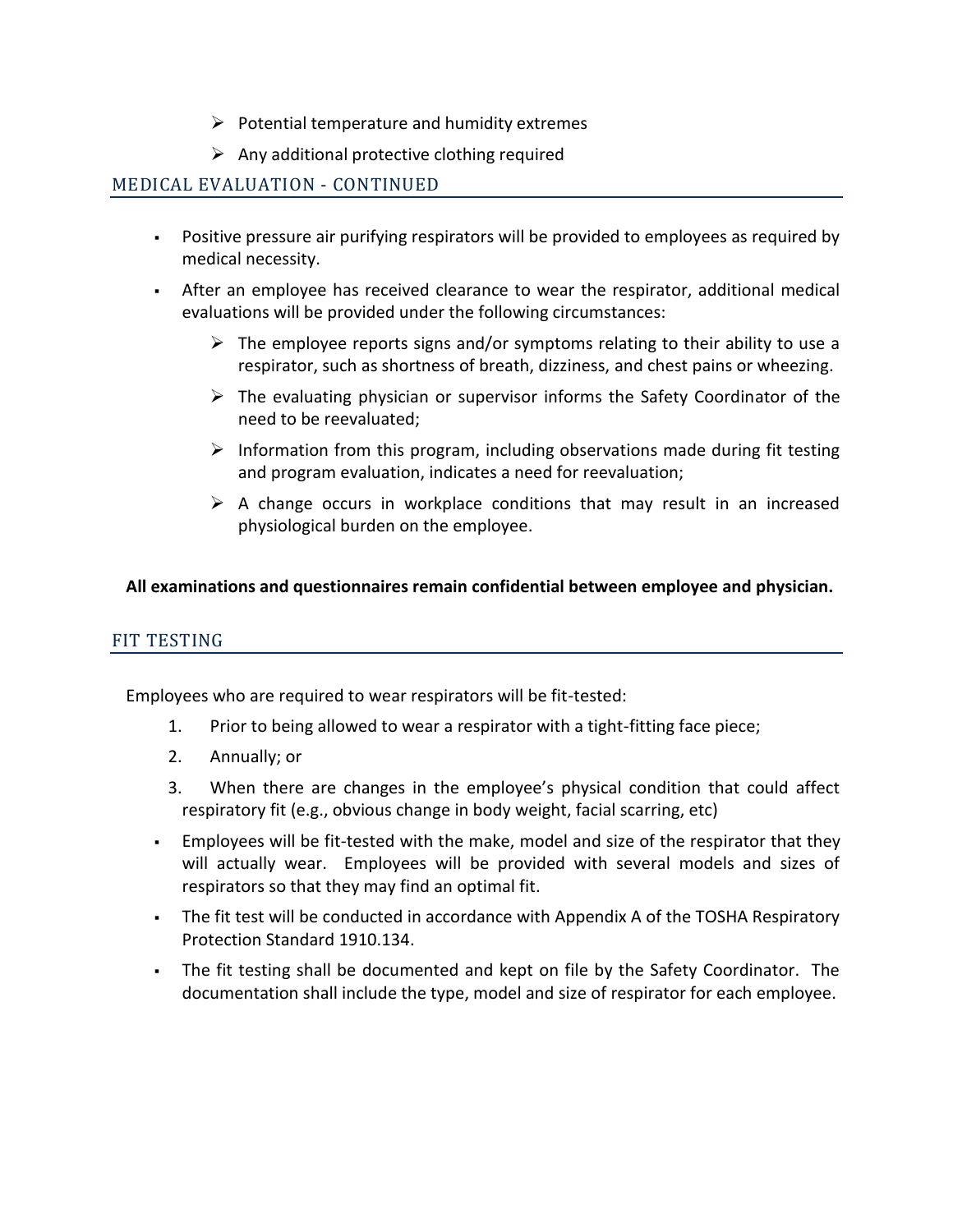- Potential temperature and humidity extremes
- Any additional protective clothing required

## MEDICAL EVALUATION - CONTINUED

- Positive pressure air purifying respirators will be provided to employees as required by medical necessity.
- After an employee has received clearance to wear the respirator, additional medical evaluations will be provided under the following circumstances:
  - The employee reports signs and/or symptoms relating to their ability to use a respirator, such as shortness of breath, dizziness, and chest pains or wheezing.
  - The evaluating physician or supervisor informs the Safety Coordinator of the need to be reevaluated;
  - Information from this program, including observations made during fit testing and program evaluation, indicates a need for reevaluation;
  - A change occurs in workplace conditions that may result in an increased physiological burden on the employee.

**All examinations and questionnaires remain confidential between employee and physician.**

## FIT TESTING

Employees who are required to wear respirators will be fit-tested:

1. Prior to being allowed to wear a respirator with a tight-fitting face piece;
2. Annually; or
3. When there are changes in the employee's physical condition that could affect respiratory fit (e.g., obvious change in body weight, facial scarring, etc)

- Employees will be fit-tested with the make, model and size of the respirator that they will actually wear. Employees will be provided with several models and sizes of respirators so that they may find an optimal fit.
- The fit test will be conducted in accordance with Appendix A of the TOSHA Respiratory Protection Standard 1910.134.
- The fit testing shall be documented and kept on file by the Safety Coordinator. The documentation shall include the type, model and size of respirator for each employee.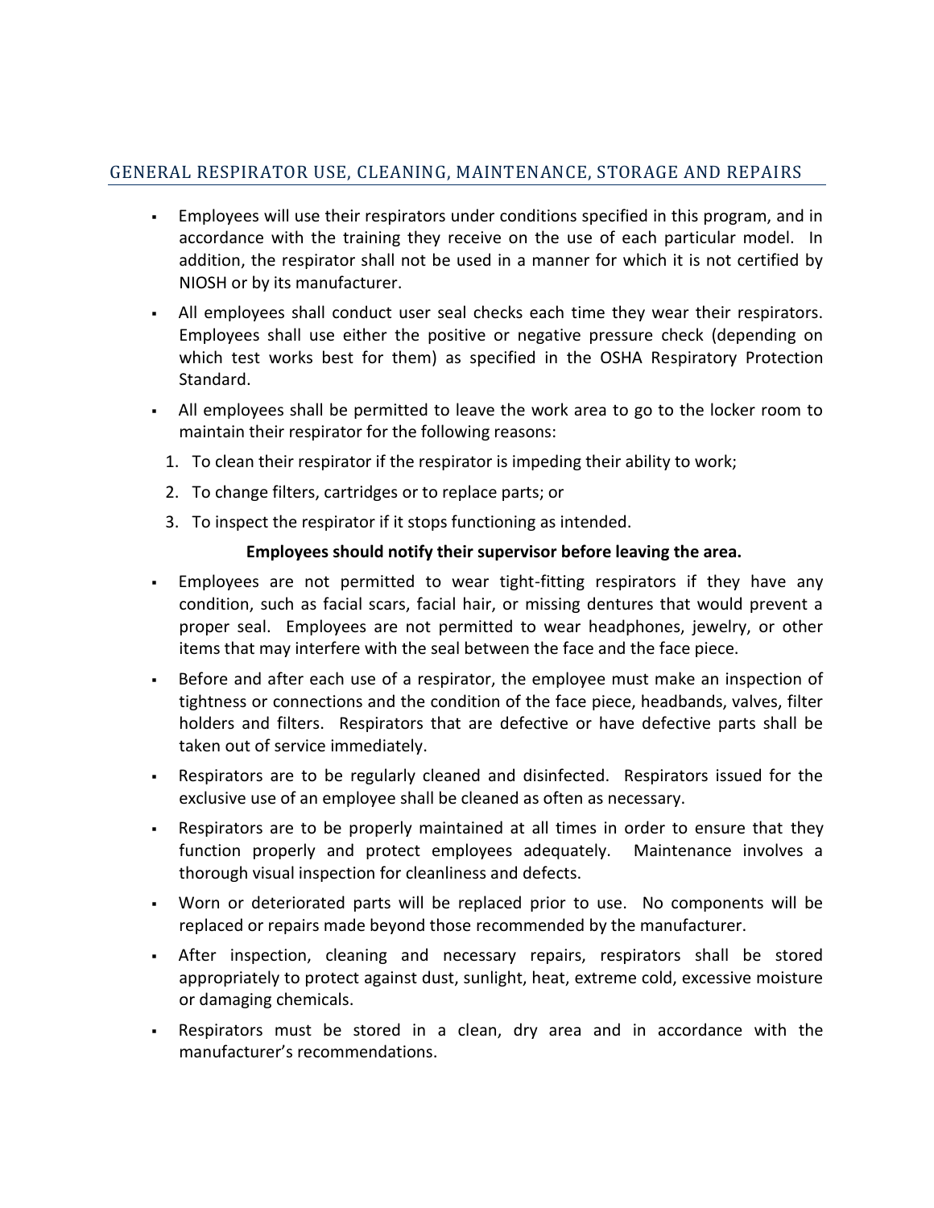## GENERAL RESPIRATOR USE, CLEANING, MAINTENANCE, STORAGE AND REPAIRS

- Employees will use their respirators under conditions specified in this program, and in accordance with the training they receive on the use of each particular model. In addition, the respirator shall not be used in a manner for which it is not certified by NIOSH or by its manufacturer.
- All employees shall conduct user seal checks each time they wear their respirators. Employees shall use either the positive or negative pressure check (depending on which test works best for them) as specified in the OSHA Respiratory Protection Standard.
- All employees shall be permitted to leave the work area to go to the locker room to maintain their respirator for the following reasons:
  1. To clean their respirator if the respirator is impeding their ability to work;
  2. To change filters, cartridges or to replace parts; or
  3. To inspect the respirator if it stops functioning as intended.

  **Employees should notify their supervisor before leaving the area.**
- Employees are not permitted to wear tight-fitting respirators if they have any condition, such as facial scars, facial hair, or missing dentures that would prevent a proper seal. Employees are not permitted to wear headphones, jewelry, or other items that may interfere with the seal between the face and the face piece.
- Before and after each use of a respirator, the employee must make an inspection of tightness or connections and the condition of the face piece, headbands, valves, filter holders and filters. Respirators that are defective or have defective parts shall be taken out of service immediately.
- Respirators are to be regularly cleaned and disinfected. Respirators issued for the exclusive use of an employee shall be cleaned as often as necessary.
- Respirators are to be properly maintained at all times in order to ensure that they function properly and protect employees adequately. Maintenance involves a thorough visual inspection for cleanliness and defects.
- Worn or deteriorated parts will be replaced prior to use. No components will be replaced or repairs made beyond those recommended by the manufacturer.
- After inspection, cleaning and necessary repairs, respirators shall be stored appropriately to protect against dust, sunlight, heat, extreme cold, excessive moisture or damaging chemicals.
- Respirators must be stored in a clean, dry area and in accordance with the manufacturer's recommendations.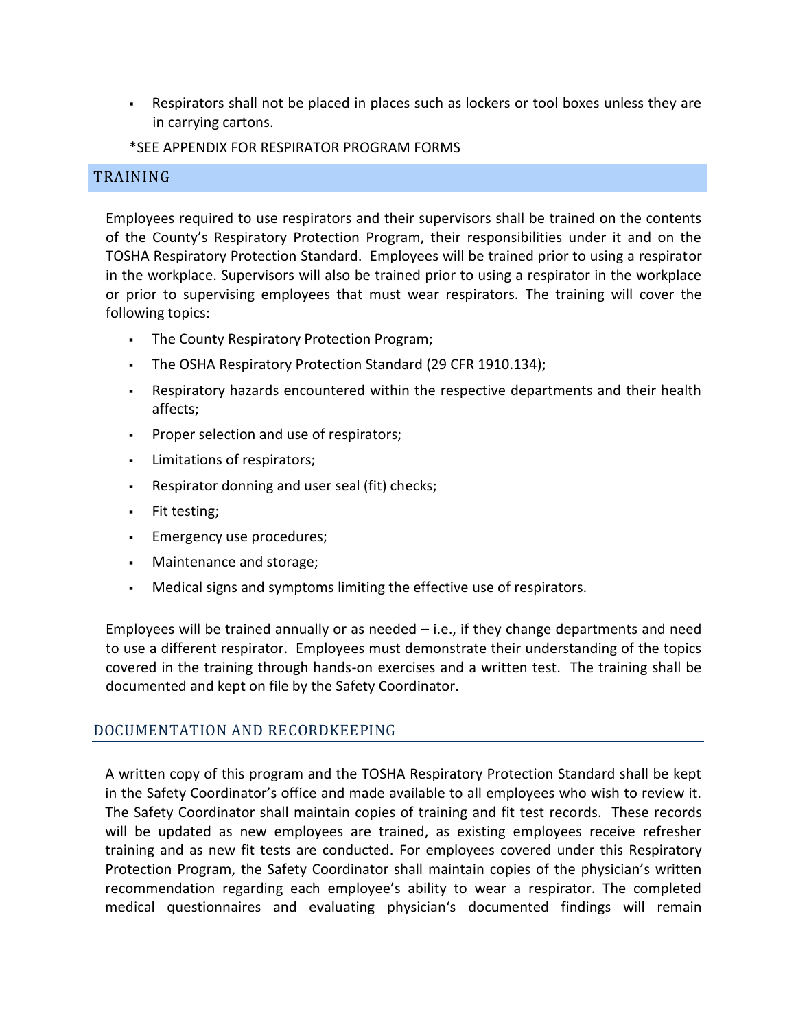- Respirators shall not be placed in places such as lockers or tool boxes unless they are in carrying cartons.

*SEE APPENDIX FOR RESPIRATOR PROGRAM FORMS

## TRAINING

Employees required to use respirators and their supervisors shall be trained on the contents of the County's Respiratory Protection Program, their responsibilities under it and on the TOSHA Respiratory Protection Standard. Employees will be trained prior to using a respirator in the workplace. Supervisors will also be trained prior to using a respirator in the workplace or prior to supervising employees that must wear respirators. The training will cover the following topics:

- The County Respiratory Protection Program;
- The OSHA Respiratory Protection Standard (29 CFR 1910.134);
- Respiratory hazards encountered within the respective departments and their health affects;
- Proper selection and use of respirators;
- Limitations of respirators;
- Respirator donning and user seal (fit) checks;
- Fit testing;
- Emergency use procedures;
- Maintenance and storage;
- Medical signs and symptoms limiting the effective use of respirators.

Employees will be trained annually or as needed – i.e., if they change departments and need to use a different respirator. Employees must demonstrate their understanding of the topics covered in the training through hands-on exercises and a written test. The training shall be documented and kept on file by the Safety Coordinator.

## DOCUMENTATION AND RECORDKEEPING

A written copy of this program and the TOSHA Respiratory Protection Standard shall be kept in the Safety Coordinator's office and made available to all employees who wish to review it. The Safety Coordinator shall maintain copies of training and fit test records. These records will be updated as new employees are trained, as existing employees receive refresher training and as new fit tests are conducted. For employees covered under this Respiratory Protection Program, the Safety Coordinator shall maintain copies of the physician's written recommendation regarding each employee's ability to wear a respirator. The completed medical questionnaires and evaluating physician's documented findings will remain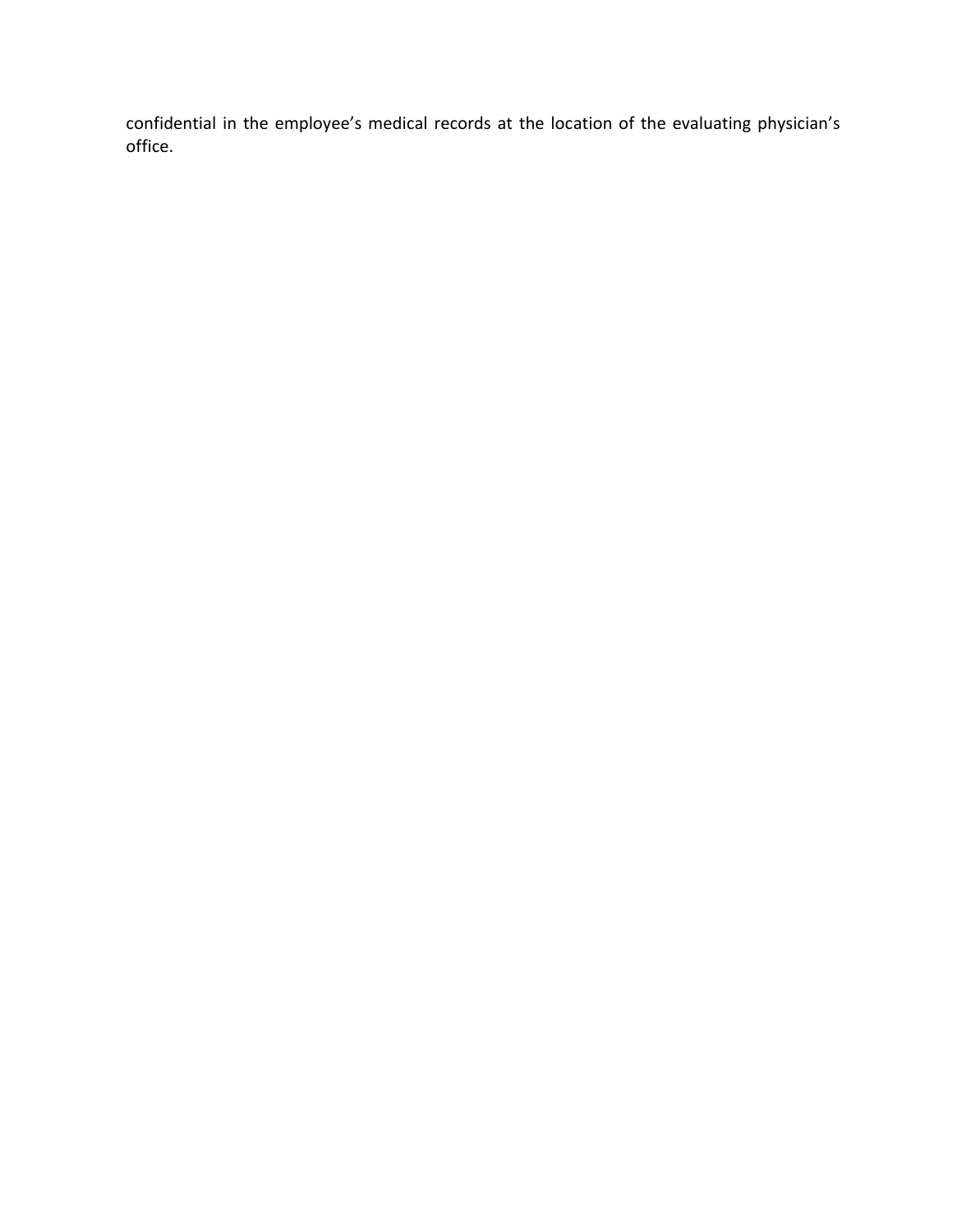confidential in the employee's medical records at the location of the evaluating physician's office.